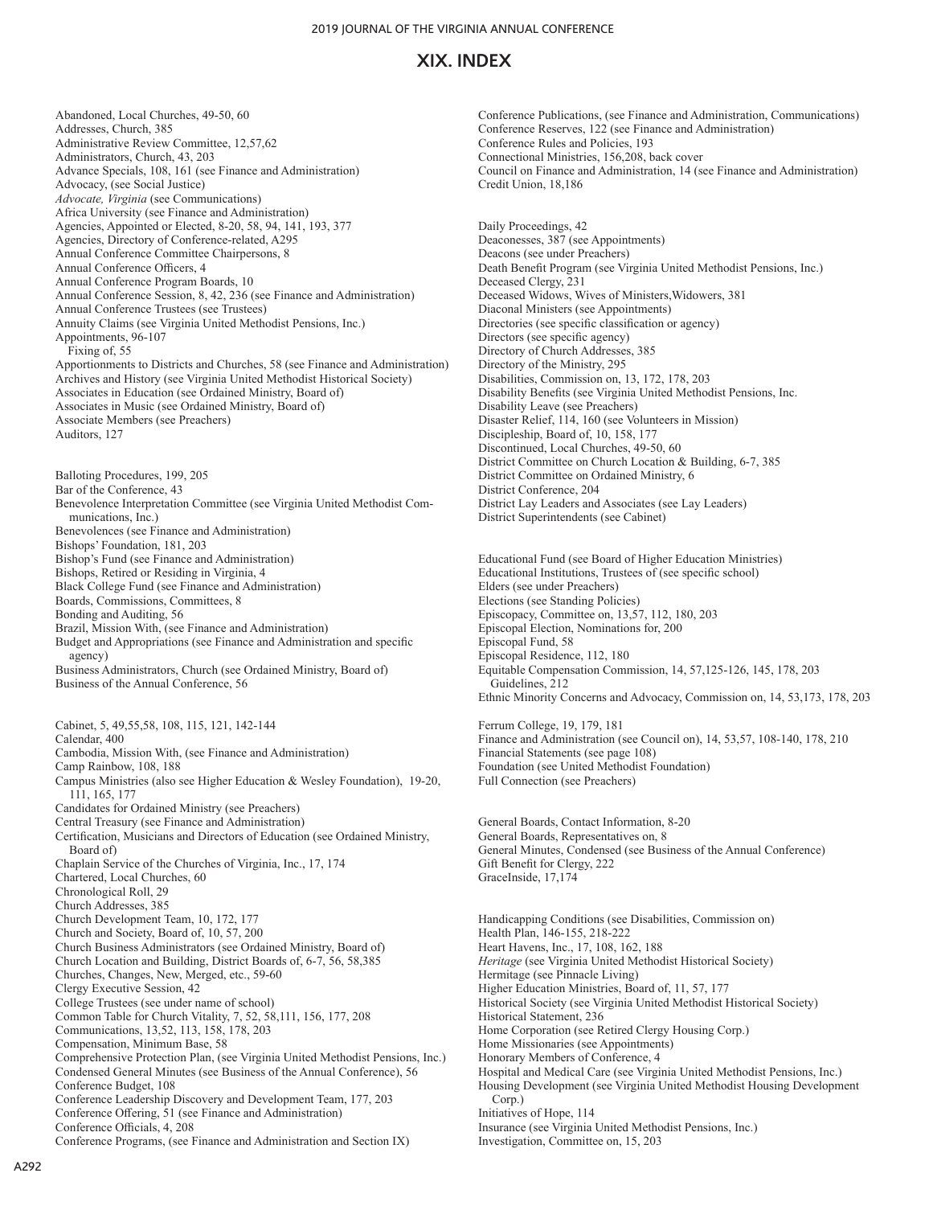# XIX. INDEX

Abandoned, Local Churches, 49-50, 60
Addresses, Church, 385
Administrative Review Committee, 12,57,62
Administrators, Church, 43, 203
Advance Specials, 108, 161 (see Finance and Administration)
Advocacy, (see Social Justice)
*Advocate, Virginia* (see Communications)
Africa University (see Finance and Administration)
Agencies, Appointed or Elected, 8-20, 58, 94, 141, 193, 377
Agencies, Directory of Conference-related, A295
Annual Conference Committee Chairpersons, 8
Annual Conference Officers, 4
Annual Conference Program Boards, 10
Annual Conference Session, 8, 42, 236 (see Finance and Administration)
Annual Conference Trustees (see Trustees)
Annuity Claims (see Virginia United Methodist Pensions, Inc.)
Appointments, 96-107
  Fixing of, 55
Apportionments to Districts and Churches, 58 (see Finance and Administration)
Archives and History (see Virginia United Methodist Historical Society)
Associates in Education (see Ordained Ministry, Board of)
Associates in Music (see Ordained Ministry, Board of)
Associate Members (see Preachers)
Auditors, 127

Balloting Procedures, 199, 205
Bar of the Conference, 43
Benevolence Interpretation Committee (see Virginia United Methodist Communications, Inc.)
Benevolences (see Finance and Administration)
Bishops' Foundation, 181, 203
Bishop's Fund (see Finance and Administration)
Bishops, Retired or Residing in Virginia, 4
Black College Fund (see Finance and Administration)
Boards, Commissions, Committees, 8
Bonding and Auditing, 56
Brazil, Mission With, (see Finance and Administration)
Budget and Appropriations (see Finance and Administration and specific agency)
Business Administrators, Church (see Ordained Ministry, Board of)
Business of the Annual Conference, 56

Cabinet, 5, 49,55,58, 108, 115, 121, 142-144
Calendar, 400
Cambodia, Mission With, (see Finance and Administration)
Camp Rainbow, 108, 188
Campus Ministries (also see Higher Education & Wesley Foundation), 19-20, 111, 165, 177
Candidates for Ordained Ministry (see Preachers)
Central Treasury (see Finance and Administration)
Certification, Musicians and Directors of Education (see Ordained Ministry, Board of)
Chaplain Service of the Churches of Virginia, Inc., 17, 174
Chartered, Local Churches, 60
Chronological Roll, 29
Church Addresses, 385
Church Development Team, 10, 172, 177
Church and Society, Board of, 10, 57, 200
Church Business Administrators (see Ordained Ministry, Board of)
Church Location and Building, District Boards of, 6-7, 56, 58,385
Churches, Changes, New, Merged, etc., 59-60
Clergy Executive Session, 42
College Trustees (see under name of school)
Common Table for Church Vitality, 7, 52, 58,111, 156, 177, 208
Communications, 13,52, 113, 158, 178, 203
Compensation, Minimum Base, 58
Comprehensive Protection Plan, (see Virginia United Methodist Pensions, Inc.)
Condensed General Minutes (see Business of the Annual Conference), 56
Conference Budget, 108
Conference Leadership Discovery and Development Team, 177, 203
Conference Offering, 51 (see Finance and Administration)
Conference Officials, 4, 208
Conference Programs, (see Finance and Administration and Section IX)
Conference Publications, (see Finance and Administration, Communications)
Conference Reserves, 122 (see Finance and Administration)
Conference Rules and Policies, 193
Connectional Ministries, 156,208, back cover
Council on Finance and Administration, 14 (see Finance and Administration)
Credit Union, 18,186

Daily Proceedings, 42
Deaconesses, 387 (see Appointments)
Deacons (see under Preachers)
Death Benefit Program (see Virginia United Methodist Pensions, Inc.)
Deceased Clergy, 231
Deceased Widows, Wives of Ministers,Widowers, 381
Diaconal Ministers (see Appointments)
Directories (see specific classification or agency)
Directors (see specific agency)
Directory of Church Addresses, 385
Directory of the Ministry, 295
Disabilities, Commission on, 13, 172, 178, 203
Disability Benefits (see Virginia United Methodist Pensions, Inc.
Disability Leave (see Preachers)
Disaster Relief, 114, 160 (see Volunteers in Mission)
Discipleship, Board of, 10, 158, 177
Discontinued, Local Churches, 49-50, 60
District Committee on Church Location & Building, 6-7, 385
District Committee on Ordained Ministry, 6
District Conference, 204
District Lay Leaders and Associates (see Lay Leaders)
District Superintendents (see Cabinet)

Educational Fund (see Board of Higher Education Ministries)
Educational Institutions, Trustees of (see specific school)
Elders (see under Preachers)
Elections (see Standing Policies)
Episcopacy, Committee on, 13,57, 112, 180, 203
Episcopal Election, Nominations for, 200
Episcopal Fund, 58
Episcopal Residence, 112, 180
Equitable Compensation Commission, 14, 57,125-126, 145, 178, 203
  Guidelines, 212
Ethnic Minority Concerns and Advocacy, Commission on, 14, 53,173, 178, 203

Ferrum College, 19, 179, 181
Finance and Administration (see Council on), 14, 53,57, 108-140, 178, 210
Financial Statements (see page 108)
Foundation (see United Methodist Foundation)
Full Connection (see Preachers)

General Boards, Contact Information, 8-20
General Boards, Representatives on, 8
General Minutes, Condensed (see Business of the Annual Conference)
Gift Benefit for Clergy, 222
GraceInside, 17,174

Handicapping Conditions (see Disabilities, Commission on)
Health Plan, 146-155, 218-222
Heart Havens, Inc., 17, 108, 162, 188
*Heritage* (see Virginia United Methodist Historical Society)
Hermitage (see Pinnacle Living)
Higher Education Ministries, Board of, 11, 57, 177
Historical Society (see Virginia United Methodist Historical Society)
Historical Statement, 236
Home Corporation (see Retired Clergy Housing Corp.)
Home Missionaries (see Appointments)
Honorary Members of Conference, 4
Hospital and Medical Care (see Virginia United Methodist Pensions, Inc.)
Housing Development (see Virginia United Methodist Housing Development Corp.)
Initiatives of Hope, 114
Insurance (see Virginia United Methodist Pensions, Inc.)
Investigation, Committee on, 15, 203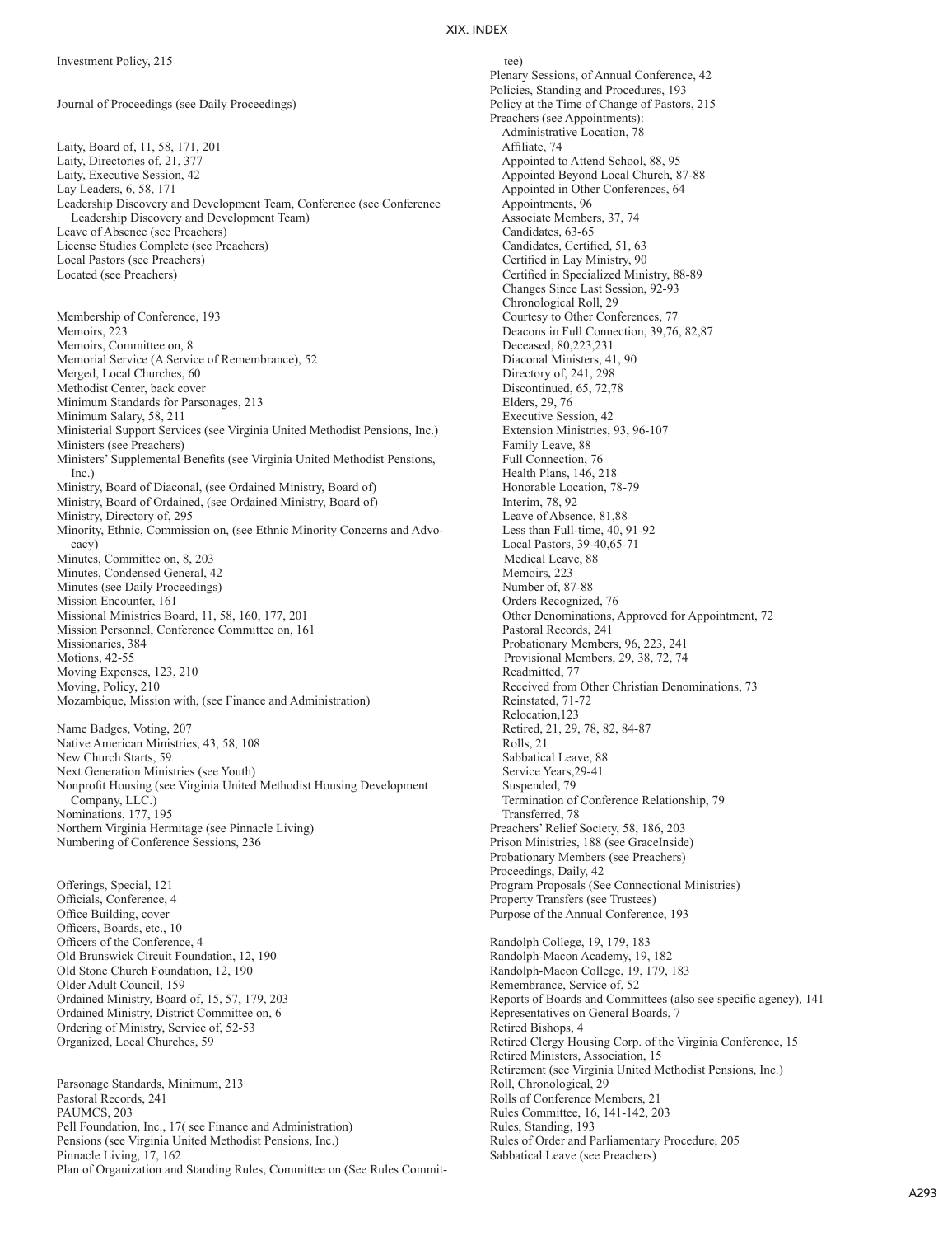## XIX. INDEX

Investment Policy, 215

Journal of Proceedings (see Daily Proceedings)

Laity, Board of, 11, 58, 171, 201
Laity, Directories of, 21, 377
Laity, Executive Session, 42
Lay Leaders, 6, 58, 171
Leadership Discovery and Development Team, Conference (see Conference Leadership Discovery and Development Team)
Leave of Absence (see Preachers)
License Studies Complete (see Preachers)
Local Pastors (see Preachers)
Located (see Preachers)

Membership of Conference, 193
Memoirs, 223
Memoirs, Committee on, 8
Memorial Service (A Service of Remembrance), 52
Merged, Local Churches, 60
Methodist Center, back cover
Minimum Standards for Parsonages, 213
Minimum Salary, 58, 211
Ministerial Support Services (see Virginia United Methodist Pensions, Inc.)
Ministers (see Preachers)
Ministers' Supplemental Benefits (see Virginia United Methodist Pensions, Inc.)
Ministry, Board of Diaconal, (see Ordained Ministry, Board of)
Ministry, Board of Ordained, (see Ordained Ministry, Board of)
Ministry, Directory of, 295
Minority, Ethnic, Commission on, (see Ethnic Minority Concerns and Advocacy)
Minutes, Committee on, 8, 203
Minutes, Condensed General, 42
Minutes (see Daily Proceedings)
Mission Encounter, 161
Missional Ministries Board, 11, 58, 160, 177, 201
Mission Personnel, Conference Committee on, 161
Missionaries, 384
Motions, 42-55
Moving Expenses, 123, 210
Moving, Policy, 210
Mozambique, Mission with, (see Finance and Administration)

Name Badges, Voting, 207
Native American Ministries, 43, 58, 108
New Church Starts, 59
Next Generation Ministries (see Youth)
Nonprofit Housing (see Virginia United Methodist Housing Development Company, LLC.)
Nominations, 177, 195
Northern Virginia Hermitage (see Pinnacle Living)
Numbering of Conference Sessions, 236

Offerings, Special, 121
Officials, Conference, 4
Office Building, cover
Officers, Boards, etc., 10
Officers of the Conference, 4
Old Brunswick Circuit Foundation, 12, 190
Old Stone Church Foundation, 12, 190
Older Adult Council, 159
Ordained Ministry, Board of, 15, 57, 179, 203
Ordained Ministry, District Committee on, 6
Ordering of Ministry, Service of, 52-53
Organized, Local Churches, 59

Parsonage Standards, Minimum, 213
Pastoral Records, 241
PAUMCS, 203
Pell Foundation, Inc., 17( see Finance and Administration)
Pensions (see Virginia United Methodist Pensions, Inc.)
Pinnacle Living, 17, 162
Plan of Organization and Standing Rules, Committee on (See Rules Committee)
Plenary Sessions, of Annual Conference, 42
Policies, Standing and Procedures, 193
Policy at the Time of Change of Pastors, 215
Preachers (see Appointments):
- Administrative Location, 78
- Affiliate, 74
- Appointed to Attend School, 88, 95
- Appointed Beyond Local Church, 87-88
- Appointed in Other Conferences, 64
- Appointments, 96
- Associate Members, 37, 74
- Candidates, 63-65
- Candidates, Certified, 51, 63
- Certified in Lay Ministry, 90
- Certified in Specialized Ministry, 88-89
- Changes Since Last Session, 92-93
- Chronological Roll, 29
- Courtesy to Other Conferences, 77
- Deacons in Full Connection, 39,76, 82,87
- Deceased, 80,223,231
- Diaconal Ministers, 41, 90
- Directory of, 241, 298
- Discontinued, 65, 72,78
- Elders, 29, 76
- Executive Session, 42
- Extension Ministries, 93, 96-107
- Family Leave, 88
- Full Connection, 76
- Health Plans, 146, 218
- Honorable Location, 78-79
- Interim, 78, 92
- Leave of Absence, 81,88
- Less than Full-time, 40, 91-92
- Local Pastors, 39-40,65-71
- Medical Leave, 88
- Memoirs, 223
- Number of, 87-88
- Orders Recognized, 76
- Other Denominations, Approved for Appointment, 72
- Pastoral Records, 241
- Probationary Members, 96, 223, 241
- Provisional Members, 29, 38, 72, 74
- Readmitted, 77
- Received from Other Christian Denominations, 73
- Reinstated, 71-72
- Relocation,123
- Retired, 21, 29, 78, 82, 84-87
- Rolls, 21
- Sabbatical Leave, 88
- Service Years,29-41
- Suspended, 79
- Termination of Conference Relationship, 79
- Transferred, 78

Preachers' Relief Society, 58, 186, 203
Prison Ministries, 188 (see GraceInside)
Probationary Members (see Preachers)
Proceedings, Daily, 42
Program Proposals (See Connectional Ministries)
Property Transfers (see Trustees)
Purpose of the Annual Conference, 193

Randolph College, 19, 179, 183
Randolph-Macon Academy, 19, 182
Randolph-Macon College, 19, 179, 183
Remembrance, Service of, 52
Reports of Boards and Committees (also see specific agency), 141
Representatives on General Boards, 7
Retired Bishops, 4
Retired Clergy Housing Corp. of the Virginia Conference, 15
Retired Ministers, Association, 15
Retirement (see Virginia United Methodist Pensions, Inc.)
Roll, Chronological, 29
Rolls of Conference Members, 21
Rules Committee, 16, 141-142, 203
Rules, Standing, 193
Rules of Order and Parliamentary Procedure, 205
Sabbatical Leave (see Preachers)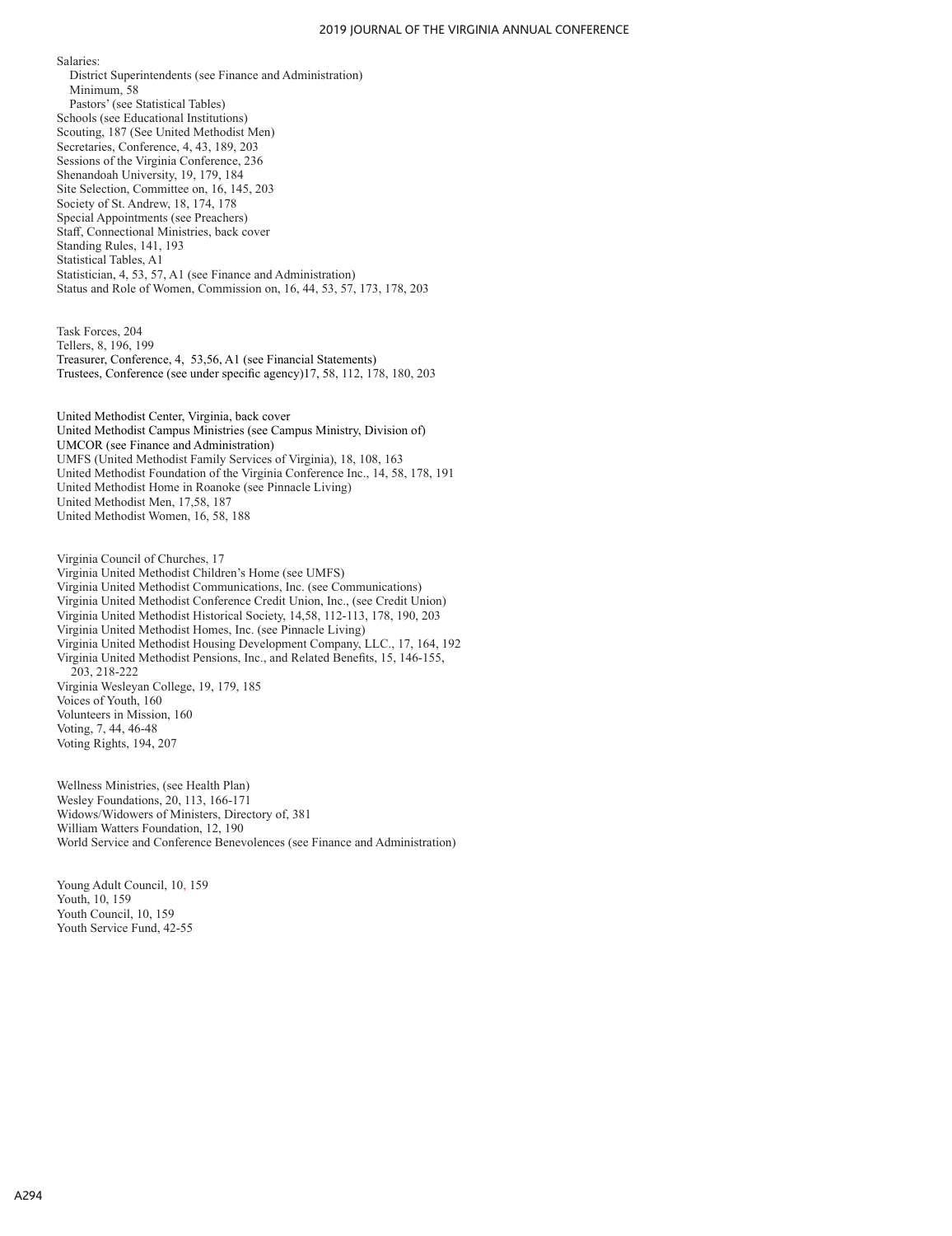Salaries:
- District Superintendents (see Finance and Administration)
- Minimum, 58
- Pastors' (see Statistical Tables)

Schools (see Educational Institutions)
Scouting, 187 (See United Methodist Men)
Secretaries, Conference, 4, 43, 189, 203
Sessions of the Virginia Conference, 236
Shenandoah University, 19, 179, 184
Site Selection, Committee on, 16, 145, 203
Society of St. Andrew, 18, 174, 178
Special Appointments (see Preachers)
Staff, Connectional Ministries, back cover
Standing Rules, 141, 193
Statistical Tables, A1
Statistician, 4, 53, 57, A1 (see Finance and Administration)
Status and Role of Women, Commission on, 16, 44, 53, 57, 173, 178, 203

Task Forces, 204
Tellers, 8, 196, 199
Treasurer, Conference, 4, 53,56, A1 (see Financial Statements)
Trustees, Conference (see under specific agency)17, 58, 112, 178, 180, 203

United Methodist Center, Virginia, back cover
United Methodist Campus Ministries (see Campus Ministry, Division of)
UMCOR (see Finance and Administration)
UMFS (United Methodist Family Services of Virginia), 18, 108, 163
United Methodist Foundation of the Virginia Conference Inc., 14, 58, 178, 191
United Methodist Home in Roanoke (see Pinnacle Living)
United Methodist Men, 17,58, 187
United Methodist Women, 16, 58, 188

Virginia Council of Churches, 17
Virginia United Methodist Children's Home (see UMFS)
Virginia United Methodist Communications, Inc. (see Communications)
Virginia United Methodist Conference Credit Union, Inc., (see Credit Union)
Virginia United Methodist Historical Society, 14,58, 112-113, 178, 190, 203
Virginia United Methodist Homes, Inc. (see Pinnacle Living)
Virginia United Methodist Housing Development Company, LLC., 17, 164, 192
Virginia United Methodist Pensions, Inc., and Related Benefits, 15, 146-155, 203, 218-222
Virginia Wesleyan College, 19, 179, 185
Voices of Youth, 160
Volunteers in Mission, 160
Voting, 7, 44, 46-48
Voting Rights, 194, 207

Wellness Ministries, (see Health Plan)
Wesley Foundations, 20, 113, 166-171
Widows/Widowers of Ministers, Directory of, 381
William Watters Foundation, 12, 190
World Service and Conference Benevolences (see Finance and Administration)

Young Adult Council, 10, 159
Youth, 10, 159
Youth Council, 10, 159
Youth Service Fund, 42-55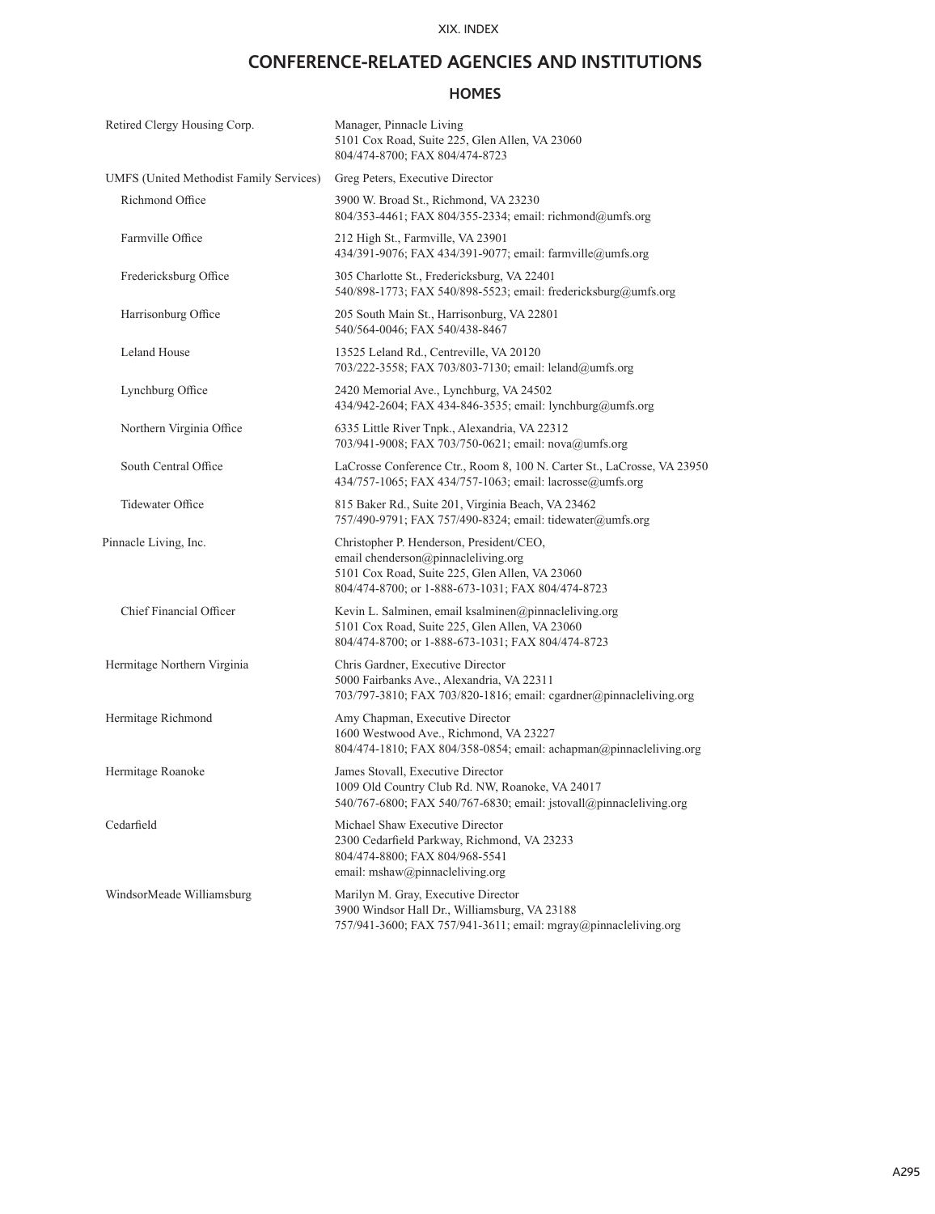## CONFERENCE-RELATED AGENCIES AND INSTITUTIONS

### HOMES

| | |
|---|---|
| Retired Clergy Housing Corp. | Manager, Pinnacle Living<br>5101 Cox Road, Suite 225, Glen Allen, VA 23060<br>804/474-8700; FAX 804/474-8723 |
| UMFS (United Methodist Family Services) | Greg Peters, Executive Director |
| Richmond Office | 3900 W. Broad St., Richmond, VA 23230<br>804/353-4461; FAX 804/355-2334; email: richmond@umfs.org |
| Farmville Office | 212 High St., Farmville, VA 23901<br>434/391-9076; FAX 434/391-9077; email: farmville@umfs.org |
| Fredericksburg Office | 305 Charlotte St., Fredericksburg, VA 22401<br>540/898-1773; FAX 540/898-5523; email: fredericksburg@umfs.org |
| Harrisonburg Office | 205 South Main St., Harrisonburg, VA 22801<br>540/564-0046; FAX 540/438-8467 |
| Leland House | 13525 Leland Rd., Centreville, VA 20120<br>703/222-3558; FAX 703/803-7130; email: leland@umfs.org |
| Lynchburg Office | 2420 Memorial Ave., Lynchburg, VA 24502<br>434/942-2604; FAX 434-846-3535; email: lynchburg@umfs.org |
| Northern Virginia Office | 6335 Little River Tnpk., Alexandria, VA 22312<br>703/941-9008; FAX 703/750-0621; email: nova@umfs.org |
| South Central Office | LaCrosse Conference Ctr., Room 8, 100 N. Carter St., LaCrosse, VA 23950<br>434/757-1065; FAX 434/757-1063; email: lacrosse@umfs.org |
| Tidewater Office | 815 Baker Rd., Suite 201, Virginia Beach, VA 23462<br>757/490-9791; FAX 757/490-8324; email: tidewater@umfs.org |
| Pinnacle Living, Inc. | Christopher P. Henderson, President/CEO,<br>email chenderson@pinnacleliving.org<br>5101 Cox Road, Suite 225, Glen Allen, VA 23060<br>804/474-8700; or 1-888-673-1031; FAX 804/474-8723 |
| Chief Financial Officer | Kevin L. Salminen, email ksalminen@pinnacleliving.org<br>5101 Cox Road, Suite 225, Glen Allen, VA 23060<br>804/474-8700; or 1-888-673-1031; FAX 804/474-8723 |
| Hermitage Northern Virginia | Chris Gardner, Executive Director<br>5000 Fairbanks Ave., Alexandria, VA 22311<br>703/797-3810; FAX 703/820-1816; email: cgardner@pinnacleliving.org |
| Hermitage Richmond | Amy Chapman, Executive Director<br>1600 Westwood Ave., Richmond, VA 23227<br>804/474-1810; FAX 804/358-0854; email: achapman@pinnacleliving.org |
| Hermitage Roanoke | James Stovall, Executive Director<br>1009 Old Country Club Rd. NW, Roanoke, VA 24017<br>540/767-6800; FAX 540/767-6830; email: jstovall@pinnacleliving.org |
| Cedarfield | Michael Shaw Executive Director<br>2300 Cedarfield Parkway, Richmond, VA 23233<br>804/474-8800; FAX 804/968-5541<br>email: mshaw@pinnacleliving.org |
| WindsorMeade Williamsburg | Marilyn M. Gray, Executive Director<br>3900 Windsor Hall Dr., Williamsburg, VA 23188<br>757/941-3600; FAX 757/941-3611; email: mgray@pinnacleliving.org |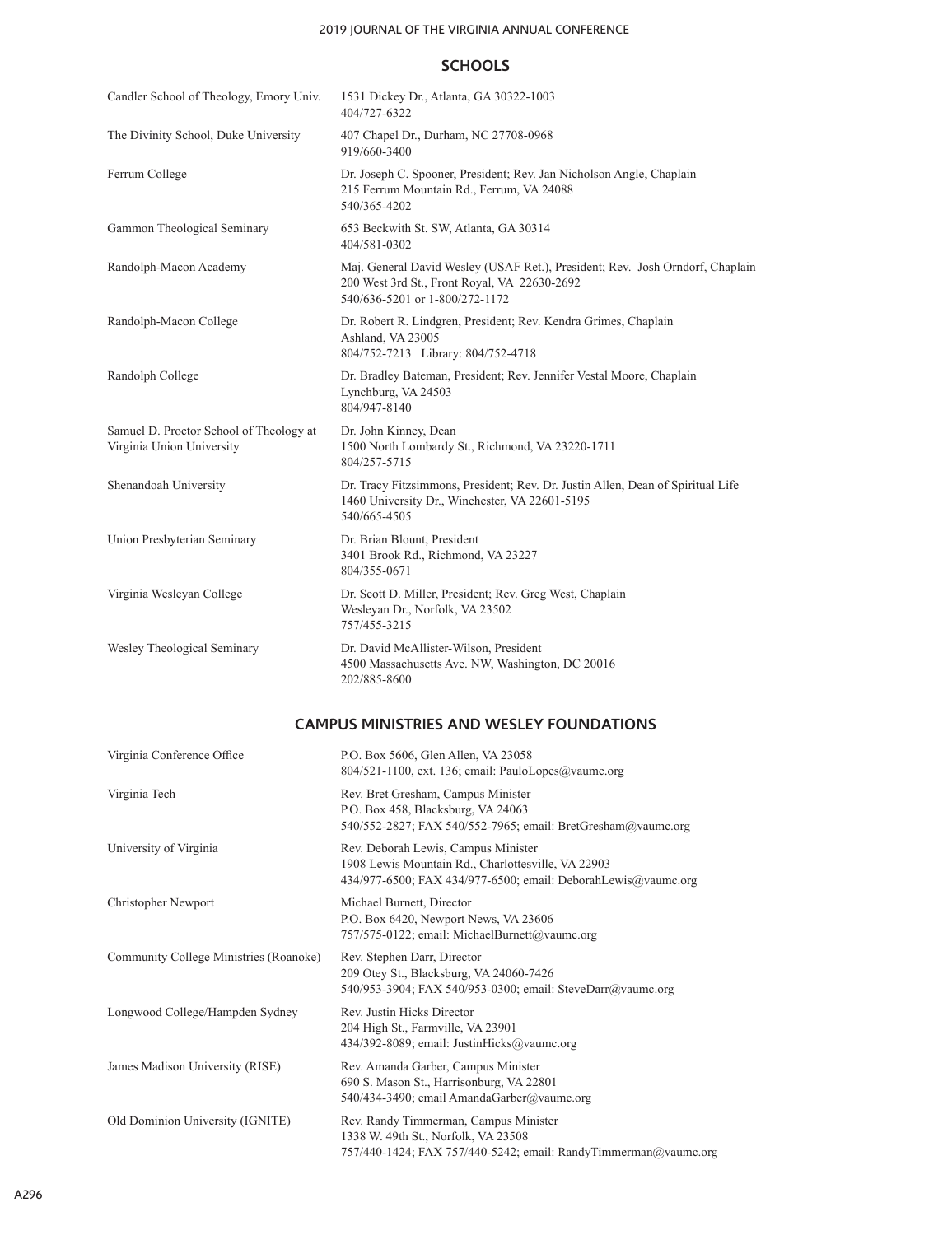## SCHOOLS

| | |
|---|---|
| Candler School of Theology, Emory Univ. | 1531 Dickey Dr., Atlanta, GA 30322-1003<br>404/727-6322 |
| The Divinity School, Duke University | 407 Chapel Dr., Durham, NC 27708-0968<br>919/660-3400 |
| Ferrum College | Dr. Joseph C. Spooner, President; Rev. Jan Nicholson Angle, Chaplain<br>215 Ferrum Mountain Rd., Ferrum, VA 24088<br>540/365-4202 |
| Gammon Theological Seminary | 653 Beckwith St. SW, Atlanta, GA 30314<br>404/581-0302 |
| Randolph-Macon Academy | Maj. General David Wesley (USAF Ret.), President; Rev. Josh Orndorf, Chaplain<br>200 West 3rd St., Front Royal, VA 22630-2692<br>540/636-5201 or 1-800/272-1172 |
| Randolph-Macon College | Dr. Robert R. Lindgren, President; Rev. Kendra Grimes, Chaplain<br>Ashland, VA 23005<br>804/752-7213 Library: 804/752-4718 |
| Randolph College | Dr. Bradley Bateman, President; Rev. Jennifer Vestal Moore, Chaplain<br>Lynchburg, VA 24503<br>804/947-8140 |
| Samuel D. Proctor School of Theology at Virginia Union University | Dr. John Kinney, Dean<br>1500 North Lombardy St., Richmond, VA 23220-1711<br>804/257-5715 |
| Shenandoah University | Dr. Tracy Fitzsimmons, President; Rev. Dr. Justin Allen, Dean of Spiritual Life<br>1460 University Dr., Winchester, VA 22601-5195<br>540/665-4505 |
| Union Presbyterian Seminary | Dr. Brian Blount, President<br>3401 Brook Rd., Richmond, VA 23227<br>804/355-0671 |
| Virginia Wesleyan College | Dr. Scott D. Miller, President; Rev. Greg West, Chaplain<br>Wesleyan Dr., Norfolk, VA 23502<br>757/455-3215 |
| Wesley Theological Seminary | Dr. David McAllister-Wilson, President<br>4500 Massachusetts Ave. NW, Washington, DC 20016<br>202/885-8600 |

## CAMPUS MINISTRIES AND WESLEY FOUNDATIONS

| | |
|---|---|
| Virginia Conference Office | P.O. Box 5606, Glen Allen, VA 23058<br>804/521-1100, ext. 136; email: PauloLopes@vaumc.org |
| Virginia Tech | Rev. Bret Gresham, Campus Minister<br>P.O. Box 458, Blacksburg, VA 24063<br>540/552-2827; FAX 540/552-7965; email: BretGresham@vaumc.org |
| University of Virginia | Rev. Deborah Lewis, Campus Minister<br>1908 Lewis Mountain Rd., Charlottesville, VA 22903<br>434/977-6500; FAX 434/977-6500; email: DeborahLewis@vaumc.org |
| Christopher Newport | Michael Burnett, Director<br>P.O. Box 6420, Newport News, VA 23606<br>757/575-0122; email: MichaelBurnett@vaumc.org |
| Community College Ministries (Roanoke) | Rev. Stephen Darr, Director<br>209 Otey St., Blacksburg, VA 24060-7426<br>540/953-3904; FAX 540/953-0300; email: SteveDarr@vaumc.org |
| Longwood College/Hampden Sydney | Rev. Justin Hicks Director<br>204 High St., Farmville, VA 23901<br>434/392-8089; email: JustinHicks@vaumc.org |
| James Madison University (RISE) | Rev. Amanda Garber, Campus Minister<br>690 S. Mason St., Harrisonburg, VA 22801<br>540/434-3490; email AmandaGarber@vaumc.org |
| Old Dominion University (IGNITE) | Rev. Randy Timmerman, Campus Minister<br>1338 W. 49th St., Norfolk, VA 23508<br>757/440-1424; FAX 757/440-5242; email: RandyTimmerman@vaumc.org |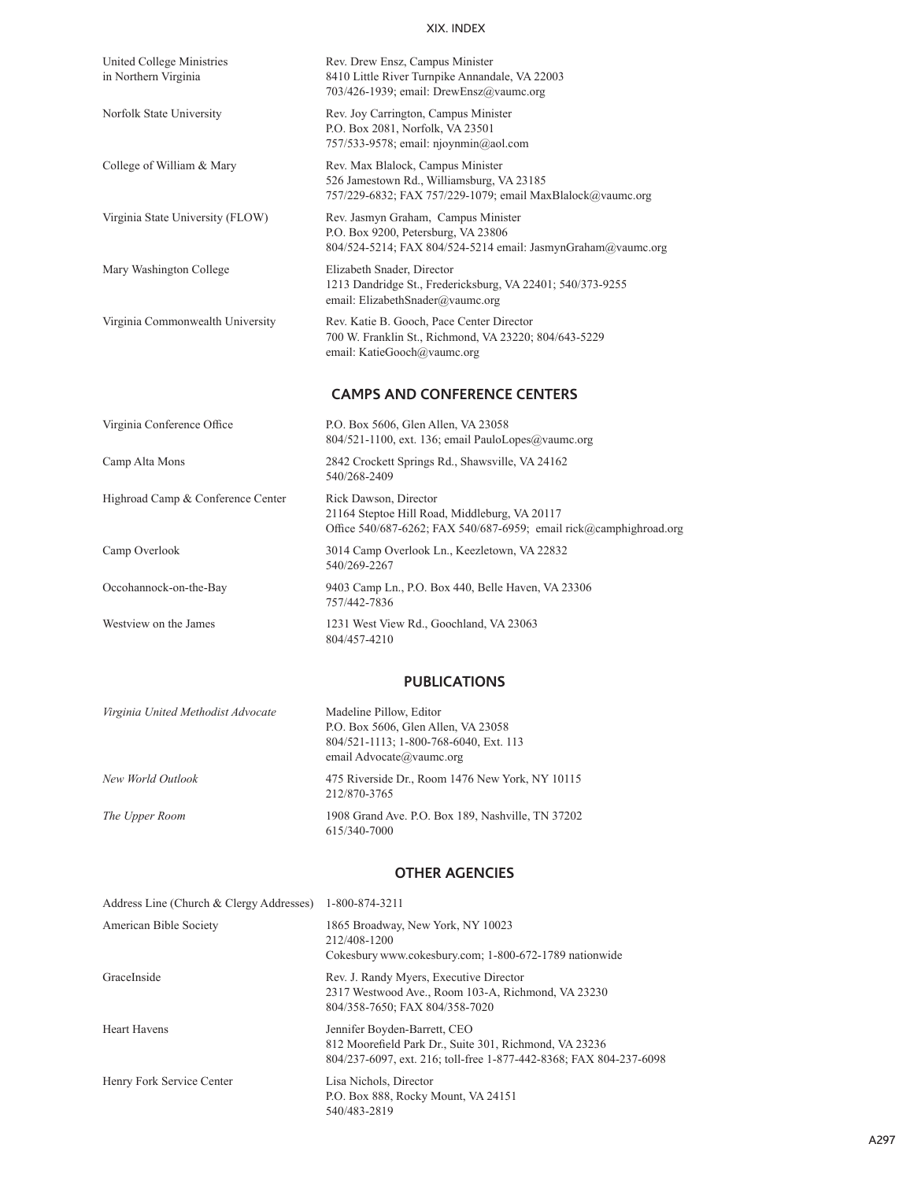| | |
|---|---|
| United College Ministries in Northern Virginia | Rev. Drew Ensz, Campus Minister<br>8410 Little River Turnpike Annandale, VA 22003<br>703/426-1939; email: DrewEnsz@vaumc.org |
| Norfolk State University | Rev. Joy Carrington, Campus Minister<br>P.O. Box 2081, Norfolk, VA 23501<br>757/533-9578; email: njoynmin@aol.com |
| College of William & Mary | Rev. Max Blalock, Campus Minister<br>526 Jamestown Rd., Williamsburg, VA 23185<br>757/229-6832; FAX 757/229-1079; email MaxBlalock@vaumc.org |
| Virginia State University (FLOW) | Rev. Jasmyn Graham, Campus Minister<br>P.O. Box 9200, Petersburg, VA 23806<br>804/524-5214; FAX 804/524-5214 email: JasmynGraham@vaumc.org |
| Mary Washington College | Elizabeth Snader, Director<br>1213 Dandridge St., Fredericksburg, VA 22401; 540/373-9255<br>email: ElizabethSnader@vaumc.org |
| Virginia Commonwealth University | Rev. Katie B. Gooch, Pace Center Director<br>700 W. Franklin St., Richmond, VA 23220; 804/643-5229<br>email: KatieGooch@vaumc.org |

## CAMPS AND CONFERENCE CENTERS

| | |
|---|---|
| Virginia Conference Office | P.O. Box 5606, Glen Allen, VA 23058<br>804/521-1100, ext. 136; email PauloLopes@vaumc.org |
| Camp Alta Mons | 2842 Crockett Springs Rd., Shawsville, VA 24162<br>540/268-2409 |
| Highroad Camp & Conference Center | Rick Dawson, Director<br>21164 Steptoe Hill Road, Middleburg, VA 20117<br>Office 540/687-6262; FAX 540/687-6959; email rick@camphighroad.org |
| Camp Overlook | 3014 Camp Overlook Ln., Keezletown, VA 22832<br>540/269-2267 |
| Occohannock-on-the-Bay | 9403 Camp Ln., P.O. Box 440, Belle Haven, VA 23306<br>757/442-7836 |
| Westview on the James | 1231 West View Rd., Goochland, VA 23063<br>804/457-4210 |

## PUBLICATIONS

| | |
|---|---|
| *Virginia United Methodist Advocate* | Madeline Pillow, Editor<br>P.O. Box 5606, Glen Allen, VA 23058<br>804/521-1113; 1-800-768-6040, Ext. 113<br>email Advocate@vaumc.org |
| *New World Outlook* | 475 Riverside Dr., Room 1476 New York, NY 10115<br>212/870-3765 |
| *The Upper Room* | 1908 Grand Ave. P.O. Box 189, Nashville, TN 37202<br>615/340-7000 |

## OTHER AGENCIES

| | |
|---|---|
| Address Line (Church & Clergy Addresses) | 1-800-874-3211 |
| American Bible Society | 1865 Broadway, New York, NY 10023<br>212/408-1200<br>Cokesbury www.cokesbury.com; 1-800-672-1789 nationwide |
| GraceInside | Rev. J. Randy Myers, Executive Director<br>2317 Westwood Ave., Room 103-A, Richmond, VA 23230<br>804/358-7650; FAX 804/358-7020 |
| Heart Havens | Jennifer Boyden-Barrett, CEO<br>812 Moorefield Park Dr., Suite 301, Richmond, VA 23236<br>804/237-6097, ext. 216; toll-free 1-877-442-8368; FAX 804-237-6098 |
| Henry Fork Service Center | Lisa Nichols, Director<br>P.O. Box 888, Rocky Mount, VA 24151<br>540/483-2819 |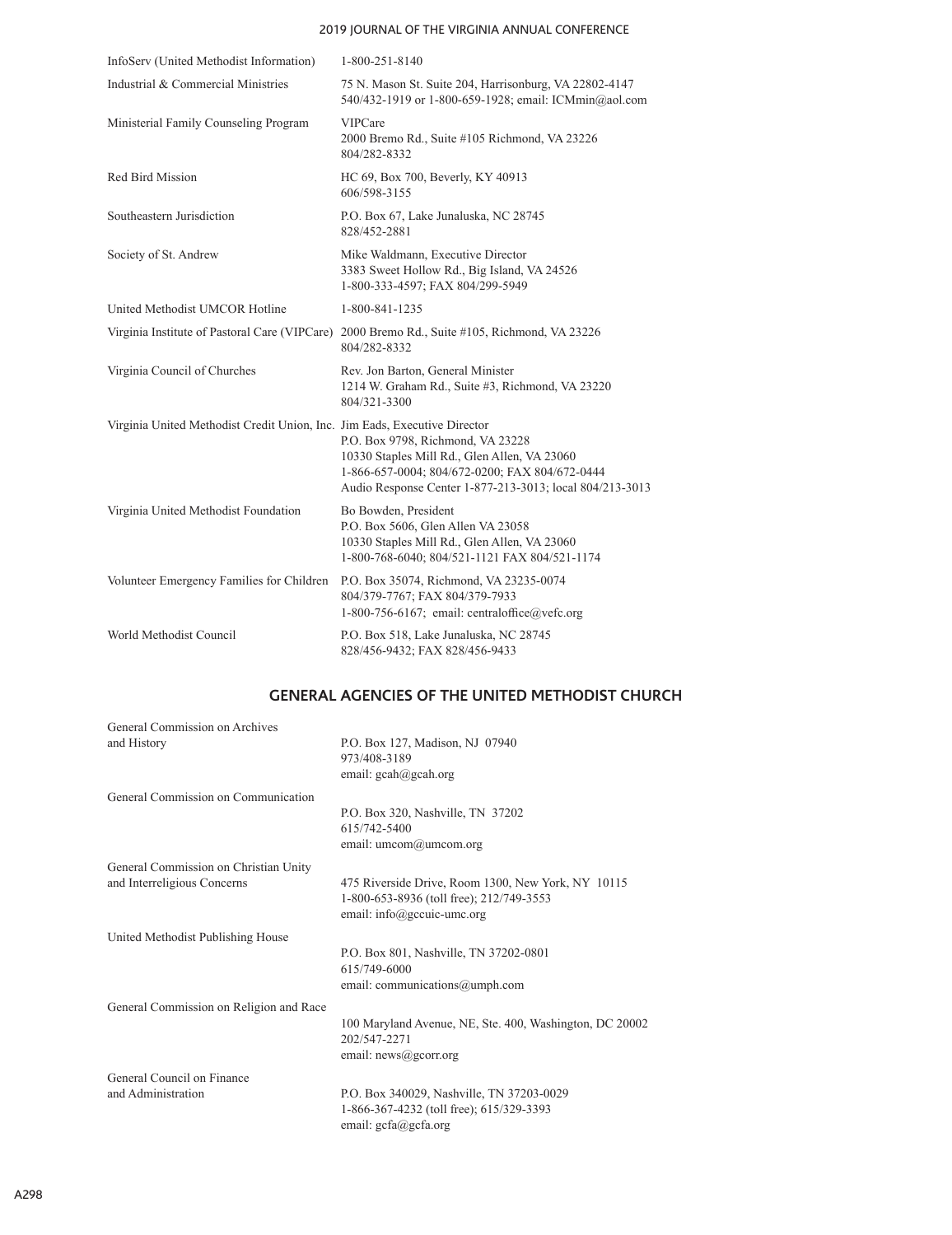| | |
|---|---|
| InfoServ (United Methodist Information) | 1-800-251-8140 |
| Industrial & Commercial Ministries | 75 N. Mason St. Suite 204, Harrisonburg, VA 22802-4147<br>540/432-1919 or 1-800-659-1928; email: ICMmin@aol.com |
| Ministerial Family Counseling Program | VIPCare<br>2000 Bremo Rd., Suite #105 Richmond, VA 23226<br>804/282-8332 |
| Red Bird Mission | HC 69, Box 700, Beverly, KY 40913<br>606/598-3155 |
| Southeastern Jurisdiction | P.O. Box 67, Lake Junaluska, NC 28745<br>828/452-2881 |
| Society of St. Andrew | Mike Waldmann, Executive Director<br>3383 Sweet Hollow Rd., Big Island, VA 24526<br>1-800-333-4597; FAX 804/299-5949 |
| United Methodist UMCOR Hotline | 1-800-841-1235 |
| Virginia Institute of Pastoral Care (VIPCare) | 2000 Bremo Rd., Suite #105, Richmond, VA 23226<br>804/282-8332 |
| Virginia Council of Churches | Rev. Jon Barton, General Minister<br>1214 W. Graham Rd., Suite #3, Richmond, VA 23220<br>804/321-3300 |
| Virginia United Methodist Credit Union, Inc. | Jim Eads, Executive Director<br>P.O. Box 9798, Richmond, VA 23228<br>10330 Staples Mill Rd., Glen Allen, VA 23060<br>1-866-657-0004; 804/672-0200; FAX 804/672-0444<br>Audio Response Center 1-877-213-3013; local 804/213-3013 |
| Virginia United Methodist Foundation | Bo Bowden, President<br>P.O. Box 5606, Glen Allen VA 23058<br>10330 Staples Mill Rd., Glen Allen, VA 23060<br>1-800-768-6040; 804/521-1121 FAX 804/521-1174 |
| Volunteer Emergency Families for Children | P.O. Box 35074, Richmond, VA 23235-0074<br>804/379-7767; FAX 804/379-7933<br>1-800-756-6167; email: centraloffice@vefc.org |
| World Methodist Council | P.O. Box 518, Lake Junaluska, NC 28745<br>828/456-9432; FAX 828/456-9433 |

## GENERAL AGENCIES OF THE UNITED METHODIST CHURCH

| | |
|---|---|
| General Commission on Archives and History | P.O. Box 127, Madison, NJ 07940<br>973/408-3189<br>email: gcah@gcah.org |
| General Commission on Communication | P.O. Box 320, Nashville, TN 37202<br>615/742-5400<br>email: umcom@umcom.org |
| General Commission on Christian Unity and Interreligious Concerns | 475 Riverside Drive, Room 1300, New York, NY 10115<br>1-800-653-8936 (toll free); 212/749-3553<br>email: info@gccuic-umc.org |
| United Methodist Publishing House | P.O. Box 801, Nashville, TN 37202-0801<br>615/749-6000<br>email: communications@umph.com |
| General Commission on Religion and Race | 100 Maryland Avenue, NE, Ste. 400, Washington, DC 20002<br>202/547-2271<br>email: news@gcorr.org |
| General Council on Finance and Administration | P.O. Box 340029, Nashville, TN 37203-0029<br>1-866-367-4232 (toll free); 615/329-3393<br>email: gcfa@gcfa.org |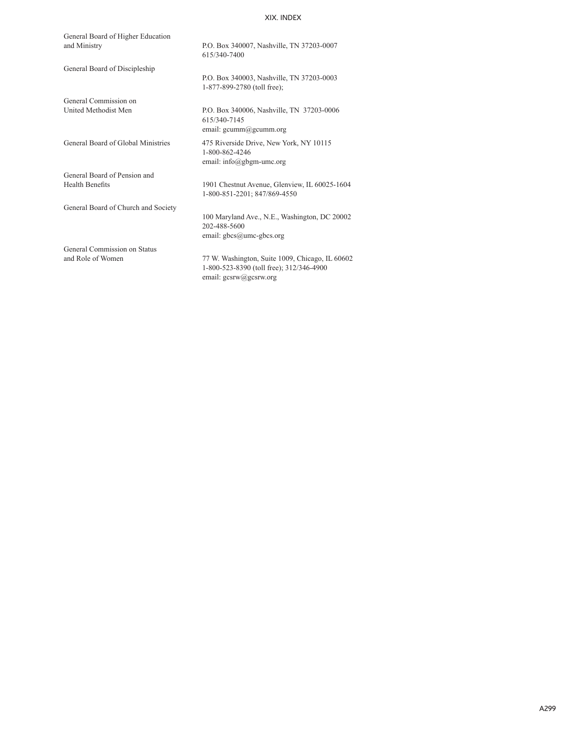| | |
|---|---|
| General Board of Higher Education and Ministry | P.O. Box 340007, Nashville, TN 37203-0007<br>615/340-7400 |
| General Board of Discipleship | P.O. Box 340003, Nashville, TN 37203-0003<br>1-877-899-2780 (toll free); |
| General Commission on United Methodist Men | P.O. Box 340006, Nashville, TN 37203-0006<br>615/340-7145<br>email: gcumm@gcumm.org |
| General Board of Global Ministries | 475 Riverside Drive, New York, NY 10115<br>1-800-862-4246<br>email: info@gbgm-umc.org |
| General Board of Pension and Health Benefits | 1901 Chestnut Avenue, Glenview, IL 60025-1604<br>1-800-851-2201; 847/869-4550 |
| General Board of Church and Society | 100 Maryland Ave., N.E., Washington, DC 20002<br>202-488-5600<br>email: gbcs@umc-gbcs.org |
| General Commission on Status and Role of Women | 77 W. Washington, Suite 1009, Chicago, IL 60602<br>1-800-523-8390 (toll free); 312/346-4900<br>email: gcsrw@gcsrw.org |